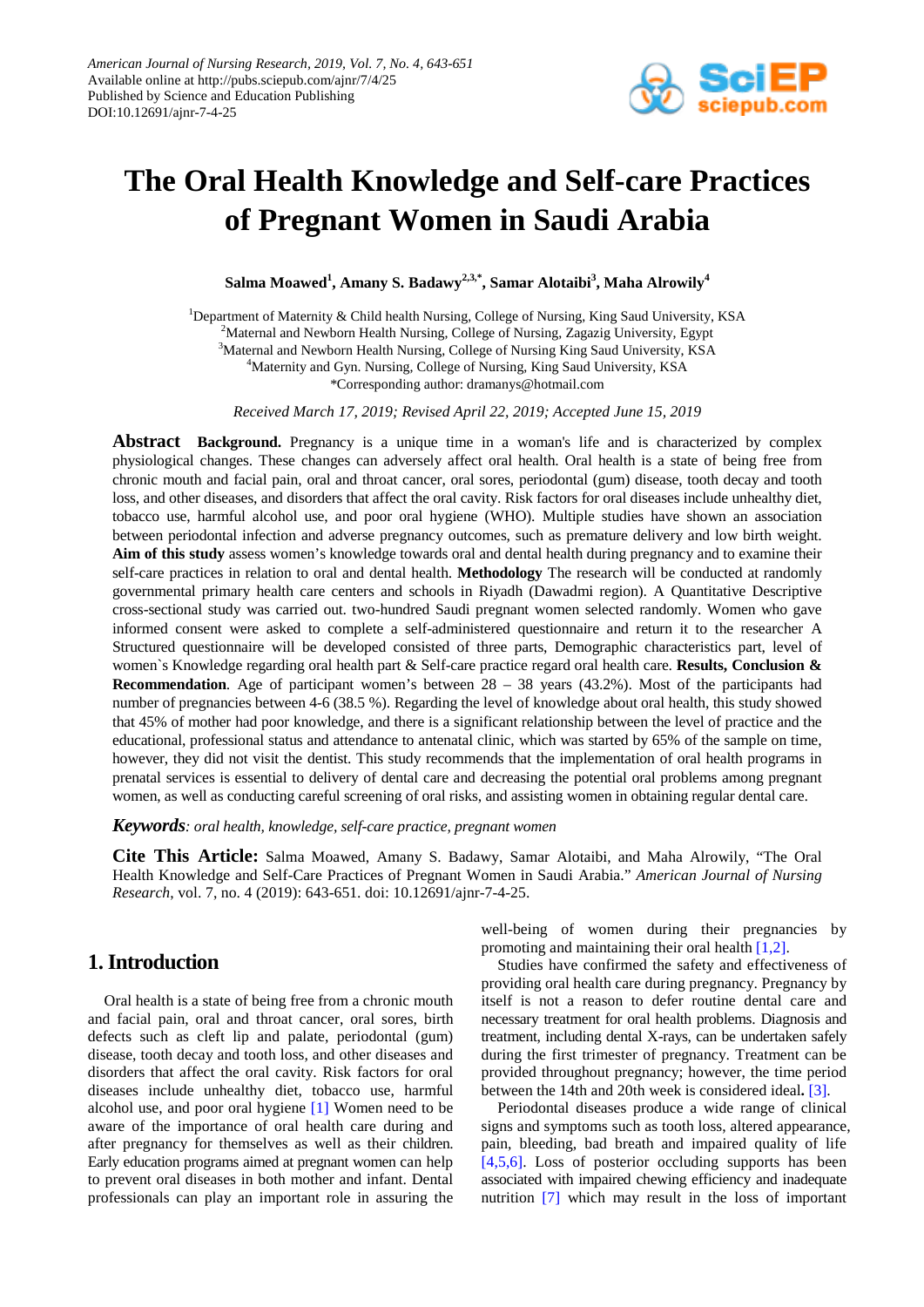# The Oral Health Knowledge and Self-care Practices of Pregnant Women in Saudi Arabia

**Salma Moawed[1], Amany S. Badawy[2,3,*], Samar Alotaibi[3], Maha Alrowily[4]**

[1]Department of Maternity & Child health Nursing, College of Nursing, King Saud University, KSA
[2]Maternal and Newborn Health Nursing, College of Nursing, Zagazig University, Egypt
[3]Maternal and Newborn Health Nursing, College of Nursing King Saud University, KSA
[4]Maternity and Gyn. Nursing, College of Nursing, King Saud University, KSA
*Corresponding author: dramanys@hotmail.com

*Received March 17, 2019; Revised April 22, 2019; Accepted June 15, 2019*

**Abstract** **Background.** Pregnancy is a unique time in a woman's life and is characterized by complex physiological changes. These changes can adversely affect oral health. Oral health is a state of being free from chronic mouth and facial pain, oral and throat cancer, oral sores, periodontal (gum) disease, tooth decay and tooth loss, and other diseases, and disorders that affect the oral cavity. Risk factors for oral diseases include unhealthy diet, tobacco use, harmful alcohol use, and poor oral hygiene (WHO). Multiple studies have shown an association between periodontal infection and adverse pregnancy outcomes, such as premature delivery and low birth weight. **Aim of this study** assess women's knowledge towards oral and dental health during pregnancy and to examine their self-care practices in relation to oral and dental health. **Methodology** The research will be conducted at randomly governmental primary health care centers and schools in Riyadh (Dawadmi region). A Quantitative Descriptive cross-sectional study was carried out. two-hundred Saudi pregnant women selected randomly. Women who gave informed consent were asked to complete a self-administered questionnaire and return it to the researcher A Structured questionnaire will be developed consisted of three parts, Demographic characteristics part, level of women`s Knowledge regarding oral health part & Self-care practice regard oral health care. **Results, Conclusion & Recommendation**. Age of participant women's between 28 – 38 years (43.2%). Most of the participants had number of pregnancies between 4-6 (38.5 %). Regarding the level of knowledge about oral health, this study showed that 45% of mother had poor knowledge, and there is a significant relationship between the level of practice and the educational, professional status and attendance to antenatal clinic, which was started by 65% of the sample on time, however, they did not visit the dentist. This study recommends that the implementation of oral health programs in prenatal services is essential to delivery of dental care and decreasing the potential oral problems among pregnant women, as well as conducting careful screening of oral risks, and assisting women in obtaining regular dental care.

***Keywords**: oral health, knowledge, self-care practice, pregnant women*

**Cite This Article:** Salma Moawed, Amany S. Badawy, Samar Alotaibi, and Maha Alrowily, "The Oral Health Knowledge and Self-Care Practices of Pregnant Women in Saudi Arabia." *American Journal of Nursing Research*, vol. 7, no. 4 (2019): 643-651. doi: 10.12691/ajnr-7-4-25.

## 1. Introduction

Oral health is a state of being free from a chronic mouth and facial pain, oral and throat cancer, oral sores, birth defects such as cleft lip and palate, periodontal (gum) disease, tooth decay and tooth loss, and other diseases and disorders that affect the oral cavity. Risk factors for oral diseases include unhealthy diet, tobacco use, harmful alcohol use, and poor oral hygiene [1] Women need to be aware of the importance of oral health care during and after pregnancy for themselves as well as their children. Early education programs aimed at pregnant women can help to prevent oral diseases in both mother and infant. Dental professionals can play an important role in assuring the well-being of women during their pregnancies by promoting and maintaining their oral health [1,2].

Studies have confirmed the safety and effectiveness of providing oral health care during pregnancy. Pregnancy by itself is not a reason to defer routine dental care and necessary treatment for oral health problems. Diagnosis and treatment, including dental X-rays, can be undertaken safely during the first trimester of pregnancy. Treatment can be provided throughout pregnancy; however, the time period between the 14th and 20th week is considered ideal**.** [3].

Periodontal diseases produce a wide range of clinical signs and symptoms such as tooth loss, altered appearance, pain, bleeding, bad breath and impaired quality of life [4,5,6]. Loss of posterior occluding supports has been associated with impaired chewing efficiency and inadequate nutrition [7] which may result in the loss of important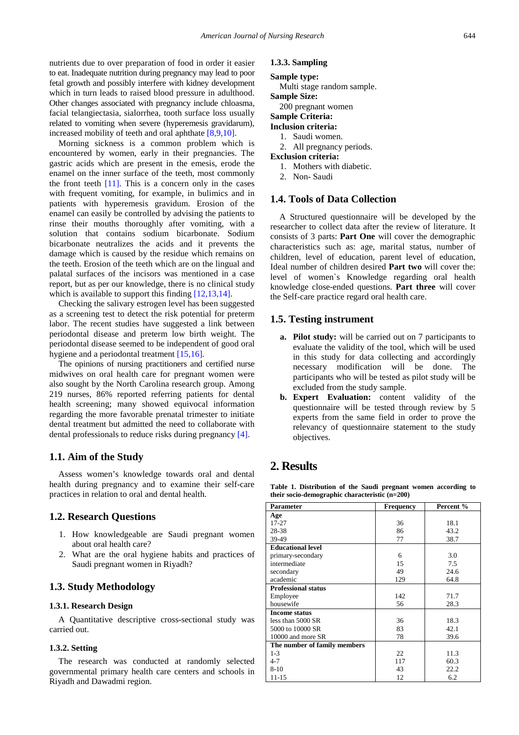nutrients due to over preparation of food in order it easier to eat. Inadequate nutrition during pregnancy may lead to poor fetal growth and possibly interfere with kidney development which in turn leads to raised blood pressure in adulthood. Other changes associated with pregnancy include chloasma, facial telangiectasia, sialorrhea, tooth surface loss usually related to vomiting when severe (hyperemesis gravidarum), increased mobility of teeth and oral aphthate [8,9,10].

Morning sickness is a common problem which is encountered by women, early in their pregnancies. The gastric acids which are present in the emesis, erode the enamel on the inner surface of the teeth, most commonly the front teeth [11]. This is a concern only in the cases with frequent vomiting, for example, in bulimics and in patients with hyperemesis gravidum. Erosion of the enamel can easily be controlled by advising the patients to rinse their mouths thoroughly after vomiting, with a solution that contains sodium bicarbonate. Sodium bicarbonate neutralizes the acids and it prevents the damage which is caused by the residue which remains on the teeth. Erosion of the teeth which are on the lingual and palatal surfaces of the incisors was mentioned in a case report, but as per our knowledge, there is no clinical study which is available to support this finding [12,13,14].

Checking the salivary estrogen level has been suggested as a screening test to detect the risk potential for preterm labor. The recent studies have suggested a link between periodontal disease and preterm low birth weight. The periodontal disease seemed to be independent of good oral hygiene and a periodontal treatment [15,16].

The opinions of nursing practitioners and certified nurse midwives on oral health care for pregnant women were also sought by the North Carolina research group. Among 219 nurses, 86% reported referring patients for dental health screening; many showed equivocal information regarding the more favorable prenatal trimester to initiate dental treatment but admitted the need to collaborate with dental professionals to reduce risks during pregnancy [4].

## 1.1. Aim of the Study

Assess women's knowledge towards oral and dental health during pregnancy and to examine their self-care practices in relation to oral and dental health.

## 1.2. Research Questions

1. How knowledgeable are Saudi pregnant women about oral health care?
2. What are the oral hygiene habits and practices of Saudi pregnant women in Riyadh?

## 1.3. Study Methodology

### 1.3.1. Research Design

A Quantitative descriptive cross-sectional study was carried out.

### 1.3.2. Setting

The research was conducted at randomly selected governmental primary health care centers and schools in Riyadh and Dawadmi region.

### 1.3.3. Sampling

**Sample type:**

Multi stage random sample.

**Sample Size:**

200 pregnant women

**Sample Criteria:**

**Inclusion criteria:**

1. Saudi women.
2. All pregnancy periods.

**Exclusion criteria:**

1. Mothers with diabetic.
2. Non- Saudi

## 1.4. Tools of Data Collection

A Structured questionnaire will be developed by the researcher to collect data after the review of literature. It consists of 3 parts: **Part One** will cover the demographic characteristics such as: age, marital status, number of children, level of education, parent level of education, Ideal number of children desired **Part two** will cover the: level of women`s Knowledge regarding oral health knowledge close-ended questions. **Part three** will cover the Self-care practice regard oral health care.

## 1.5. Testing instrument

a. **Pilot study:** will be carried out on 7 participants to evaluate the validity of the tool, which will be used in this study for data collecting and accordingly necessary modification will be done. The participants who will be tested as pilot study will be excluded from the study sample.
b. **Expert Evaluation:** content validity of the questionnaire will be tested through review by 5 experts from the same field in order to prove the relevancy of questionnaire statement to the study objectives.

# 2. Results

**Table 1. Distribution of the Saudi pregnant women according to their socio-demographic characteristic (n=200)**

| Parameter | Frequency | Percent % |
|---|---|---|
| **Age** | | |
| 17-27 | 36 | 18.1 |
| 28-38 | 86 | 43.2 |
| 39-49 | 77 | 38.7 |
| **Educational level** | | |
| primary-secondary | 6 | 3.0 |
| intermediate | 15 | 7.5 |
| secondary | 49 | 24.6 |
| academic | 129 | 64.8 |
| **Professional status** | | |
| Employee | 142 | 71.7 |
| housewife | 56 | 28.3 |
| **Income status** | | |
| less than 5000 SR | 36 | 18.3 |
| 5000 to 10000 SR | 83 | 42.1 |
| 10000 and more SR | 78 | 39.6 |
| **The number of family members** | | |
| 1-3 | 22 | 11.3 |
| 4-7 | 117 | 60.3 |
| 8-10 | 43 | 22.2 |
| 11-15 | 12 | 6.2 |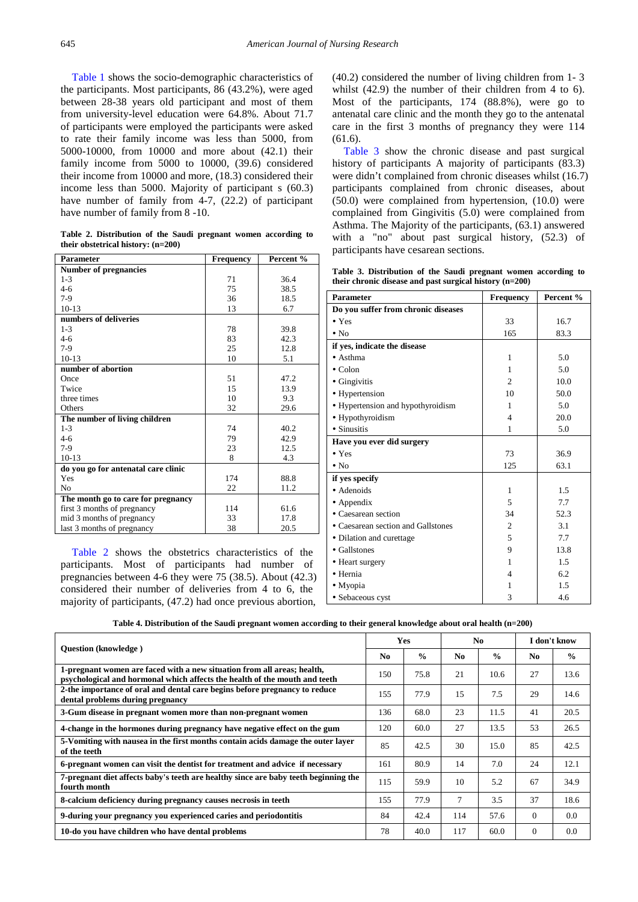Table 1 shows the socio-demographic characteristics of the participants. Most participants, 86 (43.2%), were aged between 28-38 years old participant and most of them from university-level education were 64.8%. About 71.7 of participants were employed the participants were asked to rate their family income was less than 5000, from 5000-10000, from 10000 and more about (42.1) their family income from 5000 to 10000, (39.6) considered their income from 10000 and more, (18.3) considered their income less than 5000. Majority of participant s (60.3) have number of family from 4-7, (22.2) of participant have number of family from 8 -10.

**Table 2. Distribution of the Saudi pregnant women according to their obstetrical history: (n=200)**

| Parameter | Frequency | Percent % |
|---|---|---|
| **Number of pregnancies** | | |
| 1-3 | 71 | 36.4 |
| 4-6 | 75 | 38.5 |
| 7-9 | 36 | 18.5 |
| 10-13 | 13 | 6.7 |
| **numbers of deliveries** | | |
| 1-3 | 78 | 39.8 |
| 4-6 | 83 | 42.3 |
| 7-9 | 25 | 12.8 |
| 10-13 | 10 | 5.1 |
| **number of abortion** | | |
| Once | 51 | 47.2 |
| Twice | 15 | 13.9 |
| three times | 10 | 9.3 |
| Others | 32 | 29.6 |
| **The number of living children** | | |
| 1-3 | 74 | 40.2 |
| 4-6 | 79 | 42.9 |
| 7-9 | 23 | 12.5 |
| 10-13 | 8 | 4.3 |
| **do you go for antenatal care clinic** | | |
| Yes | 174 | 88.8 |
| No | 22 | 11.2 |
| **The month go to care for pregnancy** | | |
| first 3 months of pregnancy | 114 | 61.6 |
| mid 3 months of pregnancy | 33 | 17.8 |
| last 3 months of pregnancy | 38 | 20.5 |

Table 2 shows the obstetrics characteristics of the participants. Most of participants had number of pregnancies between 4-6 they were 75 (38.5). About (42.3) considered their number of deliveries from 4 to 6, the majority of participants, (47.2) had once previous abortion, (40.2) considered the number of living children from 1- 3 whilst (42.9) the number of their children from 4 to 6). Most of the participants, 174 (88.8%), were go to antenatal care clinic and the month they go to the antenatal care in the first 3 months of pregnancy they were 114 (61.6).

Table 3 show the chronic disease and past surgical history of participants A majority of participants (83.3) were didn't complained from chronic diseases whilst (16.7) participants complained from chronic diseases, about (50.0) were complained from hypertension, (10.0) were complained from Gingivitis (5.0) were complained from Asthma. The Majority of the participants, (63.1) answered with a "no" about past surgical history, (52.3) of participants have cesarean sections.

**Table 3. Distribution of the Saudi pregnant women according to their chronic disease and past surgical history (n=200)**

| Parameter | Frequency | Percent % |
|---|---|---|
| **Do you suffer from chronic diseases** | | |
| • Yes | 33 | 16.7 |
| • No | 165 | 83.3 |
| **if yes, indicate the disease** | | |
| • Asthma | 1 | 5.0 |
| • Colon | 1 | 5.0 |
| • Gingivitis | 2 | 10.0 |
| • Hypertension | 10 | 50.0 |
| • Hypertension and hypothyroidism | 1 | 5.0 |
| • Hypothyroidism | 4 | 20.0 |
| • Sinusitis | 1 | 5.0 |
| **Have you ever did surgery** | | |
| • Yes | 73 | 36.9 |
| • No | 125 | 63.1 |
| **if yes specify** | | |
| • Adenoids | 1 | 1.5 |
| • Appendix | 5 | 7.7 |
| • Caesarean section | 34 | 52.3 |
| • Caesarean section and Gallstones | 2 | 3.1 |
| • Dilation and curettage | 5 | 7.7 |
| • Gallstones | 9 | 13.8 |
| • Heart surgery | 1 | 1.5 |
| • Hernia | 4 | 6.2 |
| • Myopia | 1 | 1.5 |
| • Sebaceous cyst | 3 | 4.6 |

**Table 4. Distribution of the Saudi pregnant women according to their general knowledge about oral health (n=200)**

| Question (knowledge ) | Yes | | No | | I don't know | |
|---|---|---|---|---|---|---|
| | No | % | No | % | No | % |
| 1-pregnant women are faced with a new situation from all areas; health, psychological and hormonal which affects the health of the mouth and teeth | 150 | 75.8 | 21 | 10.6 | 27 | 13.6 |
| 2-the importance of oral and dental care begins before pregnancy to reduce dental problems during pregnancy | 155 | 77.9 | 15 | 7.5 | 29 | 14.6 |
| 3-Gum disease in pregnant women more than non-pregnant women | 136 | 68.0 | 23 | 11.5 | 41 | 20.5 |
| 4-change in the hormones during pregnancy have negative effect on the gum | 120 | 60.0 | 27 | 13.5 | 53 | 26.5 |
| 5-Vomiting with nausea in the first months contain acids damage the outer layer of the teeth | 85 | 42.5 | 30 | 15.0 | 85 | 42.5 |
| 6-pregnant women can visit the dentist for treatment and advice if necessary | 161 | 80.9 | 14 | 7.0 | 24 | 12.1 |
| 7-pregnant diet affects baby's teeth are healthy since are baby teeth beginning the fourth month | 115 | 59.9 | 10 | 5.2 | 67 | 34.9 |
| 8-calcium deficiency during pregnancy causes necrosis in teeth | 155 | 77.9 | 7 | 3.5 | 37 | 18.6 |
| 9-during your pregnancy you experienced caries and periodontitis | 84 | 42.4 | 114 | 57.6 | 0 | 0.0 |
| 10-do you have children who have dental problems | 78 | 40.0 | 117 | 60.0 | 0 | 0.0 |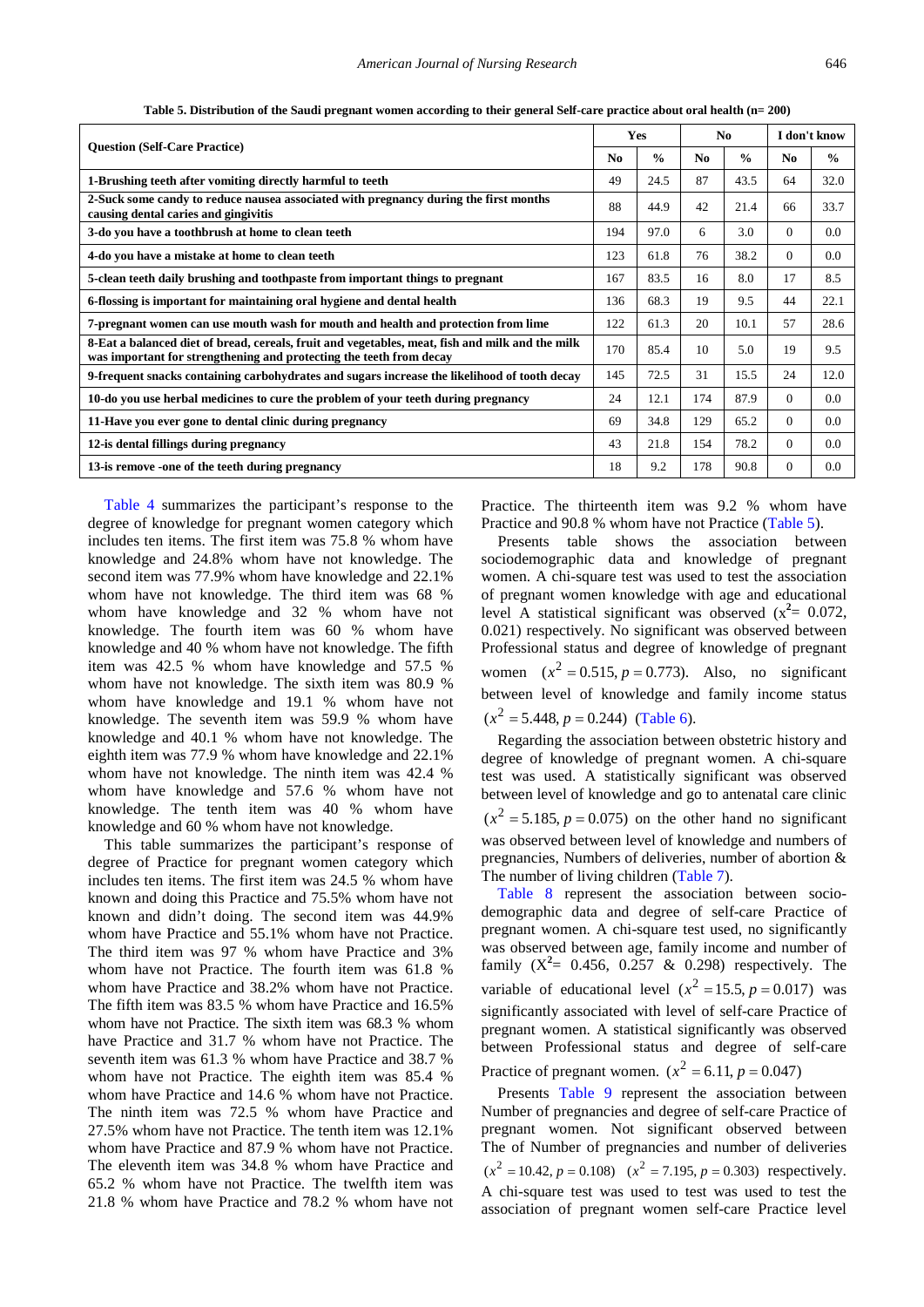**Table 5. Distribution of the Saudi pregnant women according to their general Self-care practice about oral health (n= 200)**

| Question (Self-Care Practice) | Yes | | No | | I don't know | |
|---|---|---|---|---|---|---|
| | No | % | No | % | No | % |
| 1-Brushing teeth after vomiting directly harmful to teeth | 49 | 24.5 | 87 | 43.5 | 64 | 32.0 |
| 2-Suck some candy to reduce nausea associated with pregnancy during the first months causing dental caries and gingivitis | 88 | 44.9 | 42 | 21.4 | 66 | 33.7 |
| 3-do you have a toothbrush at home to clean teeth | 194 | 97.0 | 6 | 3.0 | 0 | 0.0 |
| 4-do you have a mistake at home to clean teeth | 123 | 61.8 | 76 | 38.2 | 0 | 0.0 |
| 5-clean teeth daily brushing and toothpaste from important things to pregnant | 167 | 83.5 | 16 | 8.0 | 17 | 8.5 |
| 6-flossing is important for maintaining oral hygiene and dental health | 136 | 68.3 | 19 | 9.5 | 44 | 22.1 |
| 7-pregnant women can use mouth wash for mouth and health and protection from lime | 122 | 61.3 | 20 | 10.1 | 57 | 28.6 |
| 8-Eat a balanced diet of bread, cereals, fruit and vegetables, meat, fish and milk and the milk was important for strengthening and protecting the teeth from decay | 170 | 85.4 | 10 | 5.0 | 19 | 9.5 |
| 9-frequent snacks containing carbohydrates and sugars increase the likelihood of tooth decay | 145 | 72.5 | 31 | 15.5 | 24 | 12.0 |
| 10-do you use herbal medicines to cure the problem of your teeth during pregnancy | 24 | 12.1 | 174 | 87.9 | 0 | 0.0 |
| 11-Have you ever gone to dental clinic during pregnancy | 69 | 34.8 | 129 | 65.2 | 0 | 0.0 |
| 12-is dental fillings during pregnancy | 43 | 21.8 | 154 | 78.2 | 0 | 0.0 |
| 13-is remove -one of the teeth during pregnancy | 18 | 9.2 | 178 | 90.8 | 0 | 0.0 |

Table 4 summarizes the participant's response to the degree of knowledge for pregnant women category which includes ten items. The first item was 75.8 % whom have knowledge and 24.8% whom have not knowledge. The second item was 77.9% whom have knowledge and 22.1% whom have not knowledge. The third item was 68 % whom have knowledge and 32 % whom have not knowledge. The fourth item was 60 % whom have knowledge and 40 % whom have not knowledge. The fifth item was 42.5 % whom have knowledge and 57.5 % whom have not knowledge. The sixth item was 80.9 % whom have knowledge and 19.1 % whom have not knowledge. The seventh item was 59.9 % whom have knowledge and 40.1 % whom have not knowledge. The eighth item was 77.9 % whom have knowledge and 22.1% whom have not knowledge. The ninth item was 42.4 % whom have knowledge and 57.6 % whom have not knowledge. The tenth item was 40 % whom have knowledge and 60 % whom have not knowledge.

This table summarizes the participant's response of degree of Practice for pregnant women category which includes ten items. The first item was 24.5 % whom have known and doing this Practice and 75.5% whom have not known and didn't doing. The second item was 44.9% whom have Practice and 55.1% whom have not Practice. The third item was 97 % whom have Practice and 3% whom have not Practice. The fourth item was 61.8 % whom have Practice and 38.2% whom have not Practice. The fifth item was 83.5 % whom have Practice and 16.5% whom have not Practice. The sixth item was 68.3 % whom have Practice and 31.7 % whom have not Practice. The seventh item was 61.3 % whom have Practice and 38.7 % whom have not Practice. The eighth item was 85.4 % whom have Practice and 14.6 % whom have not Practice. The ninth item was 72.5 % whom have Practice and 27.5% whom have not Practice. The tenth item was 12.1% whom have Practice and 87.9 % whom have not Practice. The eleventh item was 34.8 % whom have Practice and 65.2 % whom have not Practice. The twelfth item was 21.8 % whom have Practice and 78.2 % whom have not Practice. The thirteenth item was 9.2 % whom have Practice and 90.8 % whom have not Practice (Table 5).

Presents table shows the association between sociodemographic data and knowledge of pregnant women. A chi-square test was used to test the association of pregnant women knowledge with age and educational level A statistical significant was observed ($x^2$= 0.072, 0.021) respectively. No significant was observed between Professional status and degree of knowledge of pregnant women ($x^2 = 0.515, p = 0.773$). Also, no significant between level of knowledge and family income status ($x^2 = 5.448, p = 0.244$) (Table 6).

Regarding the association between obstetric history and degree of knowledge of pregnant women. A chi-square test was used. A statistically significant was observed between level of knowledge and go to antenatal care clinic ($x^2 = 5.185, p = 0.075$) on the other hand no significant was observed between level of knowledge and numbers of pregnancies, Numbers of deliveries, number of abortion & The number of living children (Table 7).

Table 8 represent the association between socio-demographic data and degree of self-care Practice of pregnant women. A chi-square test used, no significantly was observed between age, family income and number of family ($X^2$= 0.456, 0.257 & 0.298) respectively. The variable of educational level ($x^2 = 15.5, p = 0.017$) was significantly associated with level of self-care Practice of pregnant women. A statistical significantly was observed between Professional status and degree of self-care Practice of pregnant women. ($x^2 = 6.11, p = 0.047$)

Presents Table 9 represent the association between Number of pregnancies and degree of self-care Practice of pregnant women. Not significant observed between The of Number of pregnancies and number of deliveries ($x^2 = 10.42, p = 0.108$) ($x^2 = 7.195, p = 0.303$) respectively. A chi-square test was used to test was used to test the association of pregnant women self-care Practice level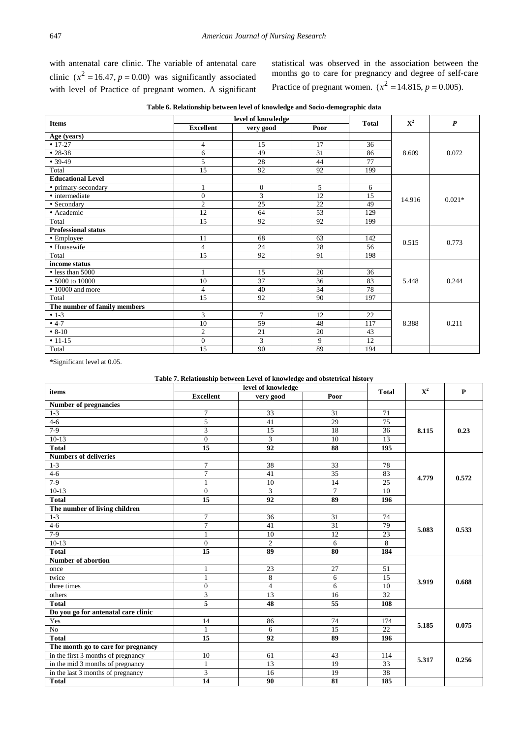with antenatal care clinic. The variable of antenatal care clinic ($x^2 = 16.47, p = 0.00$) was significantly associated with level of Practice of pregnant women. A significant statistical was observed in the association between the months go to care for pregnancy and degree of self-care Practice of pregnant women. ($x^2 = 14.815, p = 0.005$).

**Table 6. Relationship between level of knowledge and Socio-demographic data**

| Items | level of knowledge | | | Total | $X^2$ | *P* |
|---|---|---|---|---|---|---|
| | Excellent | very good | Poor | | | |
| **Age (years)** | | | | | | |
| • 17-27 | 4 | 15 | 17 | 36 | 8.609 | 0.072 |
| • 28-38 | 6 | 49 | 31 | 86 | | |
| • 39-49 | 5 | 28 | 44 | 77 | | |
| Total | 15 | 92 | 92 | 199 | | |
| **Educational Level** | | | | | | |
| • primary-secondary | 1 | 0 | 5 | 6 | 14.916 | 0.021* |
| • intermediate | 0 | 3 | 12 | 15 | | |
| • Secondary | 2 | 25 | 22 | 49 | | |
| • Academic | 12 | 64 | 53 | 129 | | |
| Total | 15 | 92 | 92 | 199 | | |
| **Professional status** | | | | | | |
| • Employee | 11 | 68 | 63 | 142 | 0.515 | 0.773 |
| • Housewife | 4 | 24 | 28 | 56 | | |
| Total | 15 | 92 | 91 | 198 | | |
| **income status** | | | | | | |
| • less than 5000 | 1 | 15 | 20 | 36 | 5.448 | 0.244 |
| • 5000 to 10000 | 10 | 37 | 36 | 83 | | |
| • 10000 and more | 4 | 40 | 34 | 78 | | |
| Total | 15 | 92 | 90 | 197 | | |
| **The number of family members** | | | | | | |
| • 1-3 | 3 | 7 | 12 | 22 | 8.388 | 0.211 |
| • 4-7 | 10 | 59 | 48 | 117 | | |
| • 8-10 | 2 | 21 | 20 | 43 | | |
| • 11-15 | 0 | 3 | 9 | 12 | | |
| Total | 15 | 90 | 89 | 194 | | |

*Significant level at 0.05.

**Table 7. Relationship between Level of knowledge and obstetrical history**

| items | level of knowledge | | | Total | $X^2$ | P |
|---|---|---|---|---|---|---|
| | Excellent | very good | Poor | | | |
| **Number of pregnancies** | | | | | | |
| 1-3 | 7 | 33 | 31 | 71 | **8.115** | **0.23** |
| 4-6 | 5 | 41 | 29 | 75 | | |
| 7-9 | 3 | 15 | 18 | 36 | | |
| 10-13 | 0 | 3 | 10 | 13 | | |
| **Total** | **15** | **92** | **88** | **195** | | |
| **Numbers of deliveries** | | | | | | |
| 1-3 | 7 | 38 | 33 | 78 | **4.779** | **0.572** |
| 4-6 | 7 | 41 | 35 | 83 | | |
| 7-9 | 1 | 10 | 14 | 25 | | |
| 10-13 | 0 | 3 | 7 | 10 | | |
| **Total** | **15** | **92** | **89** | **196** | | |
| **The number of living children** | | | | | | |
| 1-3 | 7 | 36 | 31 | 74 | **5.083** | **0.533** |
| 4-6 | 7 | 41 | 31 | 79 | | |
| 7-9 | 1 | 10 | 12 | 23 | | |
| 10-13 | 0 | 2 | 6 | 8 | | |
| **Total** | **15** | **89** | **80** | **184** | | |
| **Number of abortion** | | | | | | |
| once | 1 | 23 | 27 | 51 | **3.919** | **0.688** |
| twice | 1 | 8 | 6 | 15 | | |
| three times | 0 | 4 | 6 | 10 | | |
| others | 3 | 13 | 16 | 32 | | |
| **Total** | **5** | **48** | **55** | **108** | | |
| **Do you go for antenatal care clinic** | | | | | | |
| Yes | 14 | 86 | 74 | 174 | **5.185** | **0.075** |
| No | 1 | 6 | 15 | 22 | | |
| **Total** | **15** | **92** | **89** | **196** | | |
| **The month go to care for pregnancy** | | | | | | |
| in the first 3 months of pregnancy | 10 | 61 | 43 | 114 | **5.317** | **0.256** |
| in the mid 3 months of pregnancy | 1 | 13 | 19 | 33 | | |
| in the last 3 months of pregnancy | 3 | 16 | 19 | 38 | | |
| **Total** | **14** | **90** | **81** | **185** | | |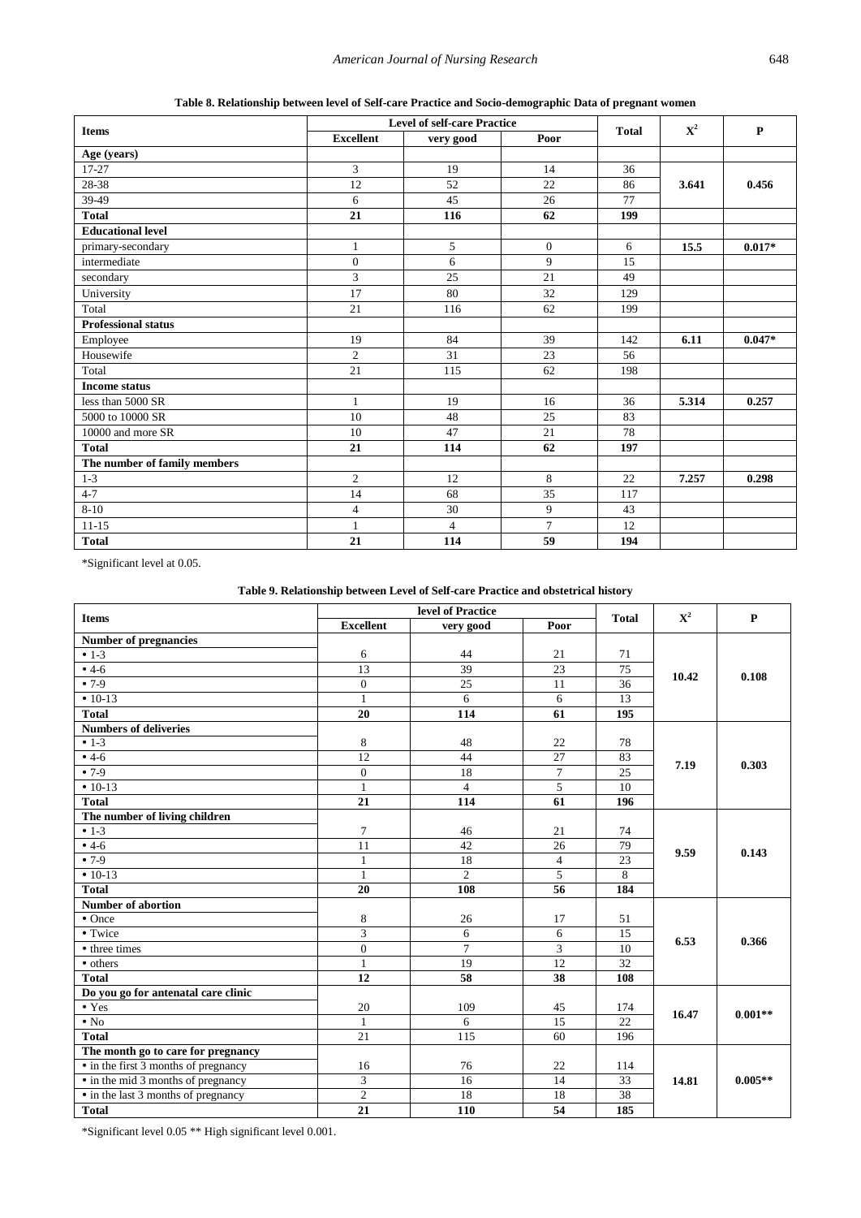**Table 8. Relationship between level of Self-care Practice and Socio-demographic Data of pregnant women**

| Items | Level of self-care Practice | | | Total | $X^2$ | P |
|---|---|---|---|---|---|---|
| | Excellent | very good | Poor | | | |
| **Age (years)** | | | | | | |
| 17-27 | 3 | 19 | 14 | 36 | **3.641** | **0.456** |
| 28-38 | 12 | 52 | 22 | 86 | | |
| 39-49 | 6 | 45 | 26 | 77 | | |
| **Total** | **21** | **116** | **62** | **199** | | |
| **Educational level** | | | | | | |
| primary-secondary | 1 | 5 | 0 | 6 | **15.5** | **0.017*** |
| intermediate | 0 | 6 | 9 | 15 | | |
| secondary | 3 | 25 | 21 | 49 | | |
| University | 17 | 80 | 32 | 129 | | |
| Total | 21 | 116 | 62 | 199 | | |
| **Professional status** | | | | | | |
| Employee | 19 | 84 | 39 | 142 | **6.11** | **0.047*** |
| Housewife | 2 | 31 | 23 | 56 | | |
| Total | 21 | 115 | 62 | 198 | | |
| **Income status** | | | | | | |
| less than 5000 SR | 1 | 19 | 16 | 36 | **5.314** | **0.257** |
| 5000 to 10000 SR | 10 | 48 | 25 | 83 | | |
| 10000 and more SR | 10 | 47 | 21 | 78 | | |
| **Total** | **21** | **114** | **62** | **197** | | |
| **The number of family members** | | | | | | |
| 1-3 | 2 | 12 | 8 | 22 | **7.257** | **0.298** |
| 4-7 | 14 | 68 | 35 | 117 | | |
| 8-10 | 4 | 30 | 9 | 43 | | |
| 11-15 | 1 | 4 | 7 | 12 | | |
| **Total** | **21** | **114** | **59** | **194** | | |

*Significant level at 0.05.

**Table 9. Relationship between Level of Self-care Practice and obstetrical history**

| Items | level of Practice | | | Total | $X^2$ | P |
|---|---|---|---|---|---|---|
| | Excellent | very good | Poor | | | |
| **Number of pregnancies** | | | | | | |
| • 1-3 | 6 | 44 | 21 | 71 | **10.42** | **0.108** |
| • 4-6 | 13 | 39 | 23 | 75 | | |
| • 7-9 | 0 | 25 | 11 | 36 | | |
| • 10-13 | 1 | 6 | 6 | 13 | | |
| **Total** | **20** | **114** | **61** | **195** | | |
| **Numbers of deliveries** | | | | | | |
| • 1-3 | 8 | 48 | 22 | 78 | **7.19** | **0.303** |
| • 4-6 | 12 | 44 | 27 | 83 | | |
| • 7-9 | 0 | 18 | 7 | 25 | | |
| • 10-13 | 1 | 4 | 5 | 10 | | |
| **Total** | **21** | **114** | **61** | **196** | | |
| **The number of living children** | | | | | | |
| • 1-3 | 7 | 46 | 21 | 74 | **9.59** | **0.143** |
| • 4-6 | 11 | 42 | 26 | 79 | | |
| • 7-9 | 1 | 18 | 4 | 23 | | |
| • 10-13 | 1 | 2 | 5 | 8 | | |
| **Total** | **20** | **108** | **56** | **184** | | |
| **Number of abortion** | | | | | | |
| • Once | 8 | 26 | 17 | 51 | **6.53** | **0.366** |
| • Twice | 3 | 6 | 6 | 15 | | |
| • three times | 0 | 7 | 3 | 10 | | |
| • others | 1 | 19 | 12 | 32 | | |
| **Total** | **12** | **58** | **38** | **108** | | |
| **Do you go for antenatal care clinic** | | | | | | |
| • Yes | 20 | 109 | 45 | 174 | **16.47** | **0.001**** |
| • No | 1 | 6 | 15 | 22 | | |
| **Total** | 21 | 115 | 60 | 196 | | |
| **The month go to care for pregnancy** | | | | | | |
| • in the first 3 months of pregnancy | 16 | 76 | 22 | 114 | **14.81** | **0.005**** |
| • in the mid 3 months of pregnancy | 3 | 16 | 14 | 33 | | |
| • in the last 3 months of pregnancy | 2 | 18 | 18 | 38 | | |
| **Total** | **21** | **110** | **54** | **185** | | |

*Significant level 0.05 ** High significant level 0.001.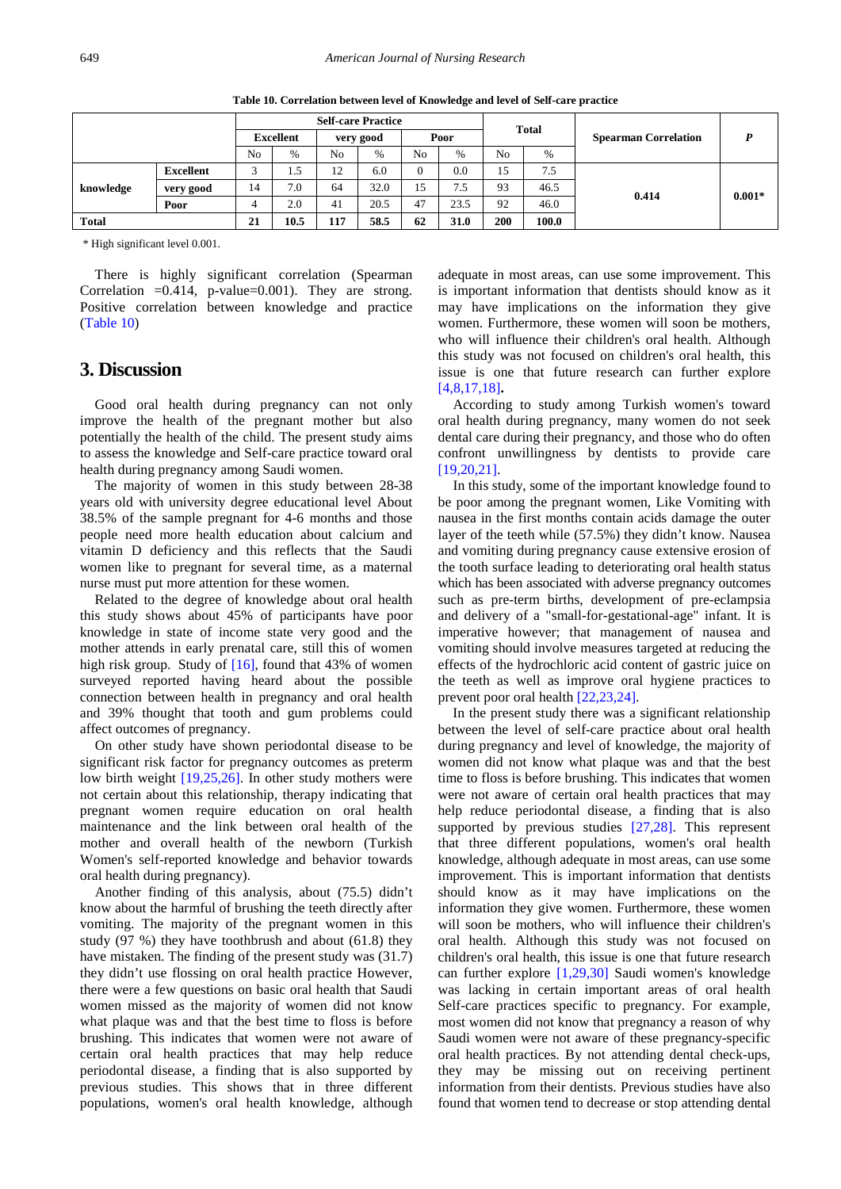**Table 10. Correlation between level of Knowledge and level of Self-care practice**

| | | Self-care Practice | | | | | | Total | | Spearman Correlation | P |
|---|---|---|---|---|---|---|---|---|---|---|---|
| | | Excellent | | very good | | Poor | | | | | |
| | | No | % | No | % | No | % | No | % | | |
| knowledge | Excellent | 3 | 1.5 | 12 | 6.0 | 0 | 0.0 | 15 | 7.5 | 0.414 | 0.001* |
| | very good | 14 | 7.0 | 64 | 32.0 | 15 | 7.5 | 93 | 46.5 | | |
| | Poor | 4 | 2.0 | 41 | 20.5 | 47 | 23.5 | 92 | 46.0 | | |
| **Total** | | **21** | **10.5** | **117** | **58.5** | **62** | **31.0** | **200** | **100.0** | | |

\* High significant level 0.001.

There is highly significant correlation (Spearman Correlation =0.414, p-value=0.001). They are strong. Positive correlation between knowledge and practice (Table 10)

## 3. Discussion

Good oral health during pregnancy can not only improve the health of the pregnant mother but also potentially the health of the child. The present study aims to assess the knowledge and Self-care practice toward oral health during pregnancy among Saudi women.

The majority of women in this study between 28-38 years old with university degree educational level About 38.5% of the sample pregnant for 4-6 months and those people need more health education about calcium and vitamin D deficiency and this reflects that the Saudi women like to pregnant for several time, as a maternal nurse must put more attention for these women.

Related to the degree of knowledge about oral health this study shows about 45% of participants have poor knowledge in state of income state very good and the mother attends in early prenatal care, still this of women high risk group. Study of [16], found that 43% of women surveyed reported having heard about the possible connection between health in pregnancy and oral health and 39% thought that tooth and gum problems could affect outcomes of pregnancy.

On other study have shown periodontal disease to be significant risk factor for pregnancy outcomes as preterm low birth weight [19,25,26]. In other study mothers were not certain about this relationship, therapy indicating that pregnant women require education on oral health maintenance and the link between oral health of the mother and overall health of the newborn (Turkish Women's self-reported knowledge and behavior towards oral health during pregnancy).

Another finding of this analysis, about (75.5) didn't know about the harmful of brushing the teeth directly after vomiting. The majority of the pregnant women in this study (97 %) they have toothbrush and about (61.8) they have mistaken. The finding of the present study was (31.7) they didn't use flossing on oral health practice However, there were a few questions on basic oral health that Saudi women missed as the majority of women did not know what plaque was and that the best time to floss is before brushing. This indicates that women were not aware of certain oral health practices that may help reduce periodontal disease, a finding that is also supported by previous studies. This shows that in three different populations, women's oral health knowledge, although adequate in most areas, can use some improvement. This is important information that dentists should know as it may have implications on the information they give women. Furthermore, these women will soon be mothers, who will influence their children's oral health. Although this study was not focused on children's oral health, this issue is one that future research can further explore [4,8,17,18]**.**

According to study among Turkish women's toward oral health during pregnancy, many women do not seek dental care during their pregnancy, and those who do often confront unwillingness by dentists to provide care [19,20,21].

In this study, some of the important knowledge found to be poor among the pregnant women, Like Vomiting with nausea in the first months contain acids damage the outer layer of the teeth while (57.5%) they didn't know. Nausea and vomiting during pregnancy cause extensive erosion of the tooth surface leading to deteriorating oral health status which has been associated with adverse pregnancy outcomes such as pre-term births, development of pre-eclampsia and delivery of a "small-for-gestational-age" infant. It is imperative however; that management of nausea and vomiting should involve measures targeted at reducing the effects of the hydrochloric acid content of gastric juice on the teeth as well as improve oral hygiene practices to prevent poor oral health [22,23,24].

In the present study there was a significant relationship between the level of self-care practice about oral health during pregnancy and level of knowledge, the majority of women did not know what plaque was and that the best time to floss is before brushing. This indicates that women were not aware of certain oral health practices that may help reduce periodontal disease, a finding that is also supported by previous studies [27,28]. This represent that three different populations, women's oral health knowledge, although adequate in most areas, can use some improvement. This is important information that dentists should know as it may have implications on the information they give women. Furthermore, these women will soon be mothers, who will influence their children's oral health. Although this study was not focused on children's oral health, this issue is one that future research can further explore [1,29,30] Saudi women's knowledge was lacking in certain important areas of oral health Self-care practices specific to pregnancy. For example, most women did not know that pregnancy a reason of why Saudi women were not aware of these pregnancy-specific oral health practices. By not attending dental check-ups, they may be missing out on receiving pertinent information from their dentists. Previous studies have also found that women tend to decrease or stop attending dental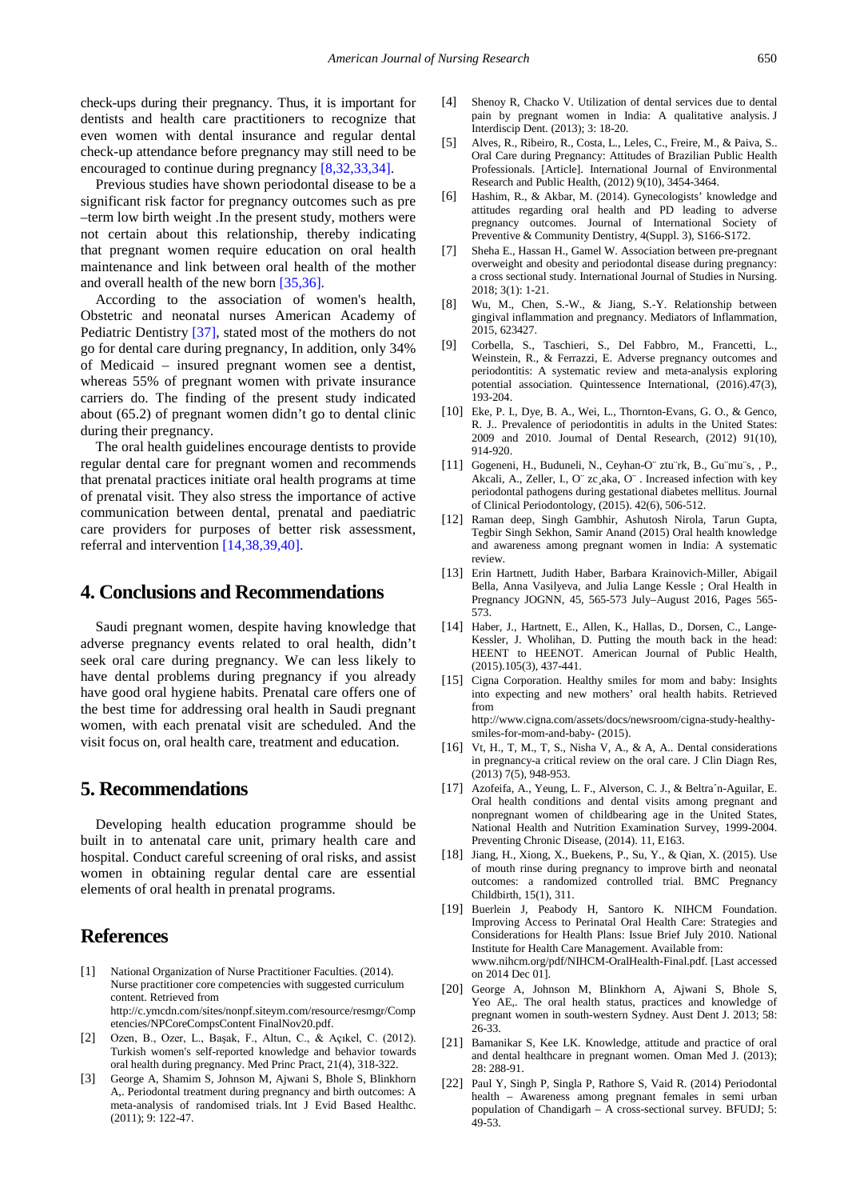check-ups during their pregnancy. Thus, it is important for dentists and health care practitioners to recognize that even women with dental insurance and regular dental check-up attendance before pregnancy may still need to be encouraged to continue during pregnancy [8,32,33,34].

Previous studies have shown periodontal disease to be a significant risk factor for pregnancy outcomes such as pre –term low birth weight .In the present study, mothers were not certain about this relationship, thereby indicating that pregnant women require education on oral health maintenance and link between oral health of the mother and overall health of the new born [35,36].

According to the association of women's health, Obstetric and neonatal nurses American Academy of Pediatric Dentistry [37], stated most of the mothers do not go for dental care during pregnancy, In addition, only 34% of Medicaid – insured pregnant women see a dentist, whereas 55% of pregnant women with private insurance carriers do. The finding of the present study indicated about (65.2) of pregnant women didn't go to dental clinic during their pregnancy.

The oral health guidelines encourage dentists to provide regular dental care for pregnant women and recommends that prenatal practices initiate oral health programs at time of prenatal visit. They also stress the importance of active communication between dental, prenatal and paediatric care providers for purposes of better risk assessment, referral and intervention [14,38,39,40].

## 4. Conclusions and Recommendations

Saudi pregnant women, despite having knowledge that adverse pregnancy events related to oral health, didn't seek oral care during pregnancy. We can less likely to have dental problems during pregnancy if you already have good oral hygiene habits. Prenatal care offers one of the best time for addressing oral health in Saudi pregnant women, with each prenatal visit are scheduled. And the visit focus on, oral health care, treatment and education.

## 5. Recommendations

Developing health education programme should be built in to antenatal care unit, primary health care and hospital. Conduct careful screening of oral risks, and assist women in obtaining regular dental care are essential elements of oral health in prenatal programs.

## References

[1] National Organization of Nurse Practitioner Faculties. (2014). Nurse practitioner core competencies with suggested curriculum content. Retrieved from http://c.ymcdn.com/sites/nonpf.siteym.com/resource/resmgr/Competencies/NPCoreCompsContent FinalNov20.pdf.

[2] Ozen, B., Ozer, L., Başak, F., Altun, C., & Açıkel, C. (2012). Turkish women's self-reported knowledge and behavior towards oral health during pregnancy. Med Princ Pract, 21(4), 318-322.

[3] George A, Shamim S, Johnson M, Ajwani S, Bhole S, Blinkhorn A,. Periodontal treatment during pregnancy and birth outcomes: A meta-analysis of randomised trials. Int J Evid Based Healthc. (2011); 9: 122-47.

[4] Shenoy R, Chacko V. Utilization of dental services due to dental pain by pregnant women in India: A qualitative analysis. J Interdiscip Dent. (2013); 3: 18-20.

[5] Alves, R., Ribeiro, R., Costa, L., Leles, C., Freire, M., & Paiva, S.. Oral Care during Pregnancy: Attitudes of Brazilian Public Health Professionals. [Article]. International Journal of Environmental Research and Public Health, (2012) 9(10), 3454-3464.

[6] Hashim, R., & Akbar, M. (2014). Gynecologists' knowledge and attitudes regarding oral health and PD leading to adverse pregnancy outcomes. Journal of International Society of Preventive & Community Dentistry, 4(Suppl. 3), S166-S172.

[7] Sheha E., Hassan H., Gamel W. Association between pre-pregnant overweight and obesity and periodontal disease during pregnancy: a cross sectional study. International Journal of Studies in Nursing. 2018; 3(1): 1-21.

[8] Wu, M., Chen, S.-W., & Jiang, S.-Y. Relationship between gingival inflammation and pregnancy. Mediators of Inflammation, 2015, 623427.

[9] Corbella, S., Taschieri, S., Del Fabbro, M., Francetti, L., Weinstein, R., & Ferrazzi, E. Adverse pregnancy outcomes and periodontitis: A systematic review and meta-analysis exploring potential association. Quintessence International, (2016).47(3), 193-204.

[10] Eke, P. I., Dye, B. A., Wei, L., Thornton-Evans, G. O., & Genco, R. J.. Prevalence of periodontitis in adults in the United States: 2009 and 2010. Journal of Dental Research, (2012) 91(10), 914-920.

[11] Gogeneni, H., Buduneli, N., Ceyhan-O¨ztu¨rk, B., Gu¨mu¨s, , P., Akcali, A., Zeller, I., O¨ zc¸aka, O¨ . Increased infection with key periodontal pathogens during gestational diabetes mellitus. Journal of Clinical Periodontology, (2015). 42(6), 506-512.

[12] Raman deep, Singh Gambhir, Ashutosh Nirola, Tarun Gupta, Tegbir Singh Sekhon, Samir Anand (2015) Oral health knowledge and awareness among pregnant women in India: A systematic review.

[13] Erin Hartnett, Judith Haber, Barbara Krainovich-Miller, Abigail Bella, Anna Vasilyeva, and Julia Lange Kessle ; Oral Health in Pregnancy JOGNN, 45, 565-573 July–August 2016, Pages 565-573.

[14] Haber, J., Hartnett, E., Allen, K., Hallas, D., Dorsen, C., Lange-Kessler, J. Wholihan, D. Putting the mouth back in the head: HEENT to HEENOT. American Journal of Public Health, (2015).105(3), 437-441.

[15] Cigna Corporation. Healthy smiles for mom and baby: Insights into expecting and new mothers' oral health habits. Retrieved from http://www.cigna.com/assets/docs/newsroom/cigna-study-healthy-smiles-for-mom-and-baby- (2015).

[16] Vt, H., T, M., T, S., Nisha V, A., & A, A.. Dental considerations in pregnancy-a critical review on the oral care. J Clin Diagn Res, (2013) 7(5), 948-953.

[17] Azofeifa, A., Yeung, L. F., Alverson, C. J., & Beltra´n-Aguilar, E. Oral health conditions and dental visits among pregnant and nonpregnant women of childbearing age in the United States, National Health and Nutrition Examination Survey, 1999-2004. Preventing Chronic Disease, (2014). 11, E163.

[18] Jiang, H., Xiong, X., Buekens, P., Su, Y., & Qian, X. (2015). Use of mouth rinse during pregnancy to improve birth and neonatal outcomes: a randomized controlled trial. BMC Pregnancy Childbirth, 15(1), 311.

[19] Buerlein J, Peabody H, Santoro K. NIHCM Foundation. Improving Access to Perinatal Oral Health Care: Strategies and Considerations for Health Plans: Issue Brief July 2010. National Institute for Health Care Management. Available from: www.nihcm.org/pdf/NIHCM-OralHealth-Final.pdf. [Last accessed on 2014 Dec 01].

[20] George A, Johnson M, Blinkhorn A, Ajwani S, Bhole S, Yeo AE,. The oral health status, practices and knowledge of pregnant women in south-western Sydney. Aust Dent J. 2013; 58: 26-33.

[21] Bamanikar S, Kee LK. Knowledge, attitude and practice of oral and dental healthcare in pregnant women. Oman Med J. (2013); 28: 288-91.

[22] Paul Y, Singh P, Singla P, Rathore S, Vaid R. (2014) Periodontal health – Awareness among pregnant females in semi urban population of Chandigarh – A cross-sectional survey. BFUDJ; 5: 49-53.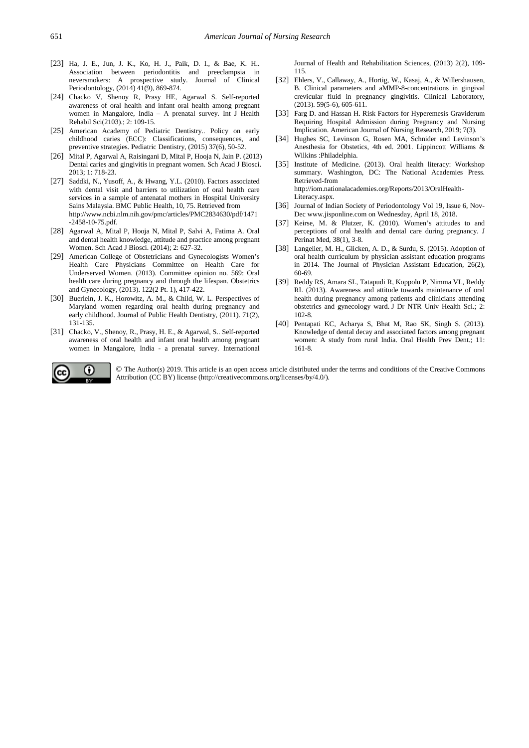[23] Ha, J. E., Jun, J. K., Ko, H. J., Paik, D. I., & Bae, K. H.. Association between periodontitis and preeclampsia in neversmokers: A prospective study. Journal of Clinical Periodontology, (2014) 41(9), 869-874.

[24] Chacko V, Shenoy R, Prasy HE, Agarwal S. Self-reported awareness of oral health and infant oral health among pregnant women in Mangalore, India – A prenatal survey. Int J Health Rehabil Sci(2103).; 2: 109-15.

[25] American Academy of Pediatric Dentistry.. Policy on early childhood caries (ECC): Classifications, consequences, and preventive strategies. Pediatric Dentistry, (2015) 37(6), 50-52.

[26] Mital P, Agarwal A, Raisingani D, Mital P, Hooja N, Jain P. (2013) Dental caries and gingivitis in pregnant women. Sch Acad J Biosci. 2013; 1: 718-23.

[27] Saddki, N., Yusoff, A., & Hwang, Y.L. (2010). Factors associated with dental visit and barriers to utilization of oral health care services in a sample of antenatal mothers in Hospital University Sains Malaysia. BMC Public Health, 10, 75. Retrieved from http://www.ncbi.nlm.nih.gov/pmc/articles/PMC2834630/pdf/1471-2458-10-75.pdf.

[28] Agarwal A, Mital P, Hooja N, Mital P, Salvi A, Fatima A. Oral and dental health knowledge, attitude and practice among pregnant Women. Sch Acad J Biosci. (2014); 2: 627-32.

[29] American College of Obstetricians and Gynecologists Women's Health Care Physicians Committee on Health Care for Underserved Women. (2013). Committee opinion no. 569: Oral health care during pregnancy and through the lifespan. Obstetrics and Gynecology, (2013). 122(2 Pt. 1), 417-422.

[30] Buerlein, J. K., Horowitz, A. M., & Child, W. L. Perspectives of Maryland women regarding oral health during pregnancy and early childhood. Journal of Public Health Dentistry, (2011). 71(2), 131-135.

[31] Chacko, V., Shenoy, R., Prasy, H. E., & Agarwal, S.. Self-reported awareness of oral health and infant oral health among pregnant women in Mangalore, India - a prenatal survey. International Journal of Health and Rehabilitation Sciences, (2013) 2(2), 109-115.

[32] Ehlers, V., Callaway, A., Hortig, W., Kasaj, A., & Willershausen, B. Clinical parameters and aMMP-8-concentrations in gingival crevicular fluid in pregnancy gingivitis. Clinical Laboratory, (2013). 59(5-6), 605-611.

[33] Farg D. and Hassan H. Risk Factors for Hyperemesis Graviderum Requiring Hospital Admission during Pregnancy and Nursing Implication. American Journal of Nursing Research, 2019; 7(3).

[34] Hughes SC, Levinson G, Rosen MA, Schnider and Levinson's Anesthesia for Obstetics, 4th ed. 2001. Lippincott Williams & Wilkins :Philadelphia.

[35] Institute of Medicine. (2013). Oral health literacy: Workshop summary. Washington, DC: The National Academies Press. Retrieved-from http://iom.nationalacademies.org/Reports/2013/OralHealth-Literacy.aspx.

[36] Journal of Indian Society of Periodontology Vol 19, Issue 6, Nov-Dec www.jisponline.com on Wednesday, April 18, 2018.

[37] Keirse, M. & Plutzer, K. (2010). Women's attitudes to and perceptions of oral health and dental care during pregnancy. J Perinat Med, 38(1), 3-8.

[38] Langelier, M. H., Glicken, A. D., & Surdu, S. (2015). Adoption of oral health curriculum by physician assistant education programs in 2014. The Journal of Physician Assistant Education, 26(2), 60-69.

[39] Reddy RS, Amara SL, Tatapudi R, Koppolu P, Nimma VL, Reddy RL (2013). Awareness and attitude towards maintenance of oral health during pregnancy among patients and clinicians attending obstetrics and gynecology ward. J Dr NTR Univ Health Sci.; 2: 102-8.

[40] Pentapati KC, Acharya S, Bhat M, Rao SK, Singh S. (2013). Knowledge of dental decay and associated factors among pregnant women: A study from rural India. Oral Health Prev Dent.; 11: 161-8.

© The Author(s) 2019. This article is an open access article distributed under the terms and conditions of the Creative Commons Attribution (CC BY) license (http://creativecommons.org/licenses/by/4.0/).